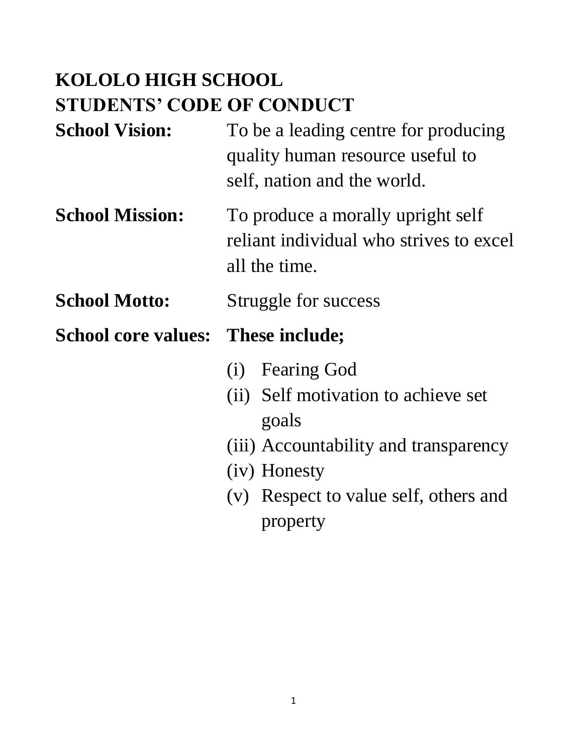# KOLOLO HIGH SCHOOL
## STUDENTS' CODE OF CONDUCT

**School Vision:** To be a leading centre for producing quality human resource useful to self, nation and the world.

**School Mission:** To produce a morally upright self reliant individual who strives to excel all the time.

**School Motto:** Struggle for success

**School core values:** **These include;**

(i) Fearing God
(ii) Self motivation to achieve set goals
(iii) Accountability and transparency
(iv) Honesty
(v) Respect to value self, others and property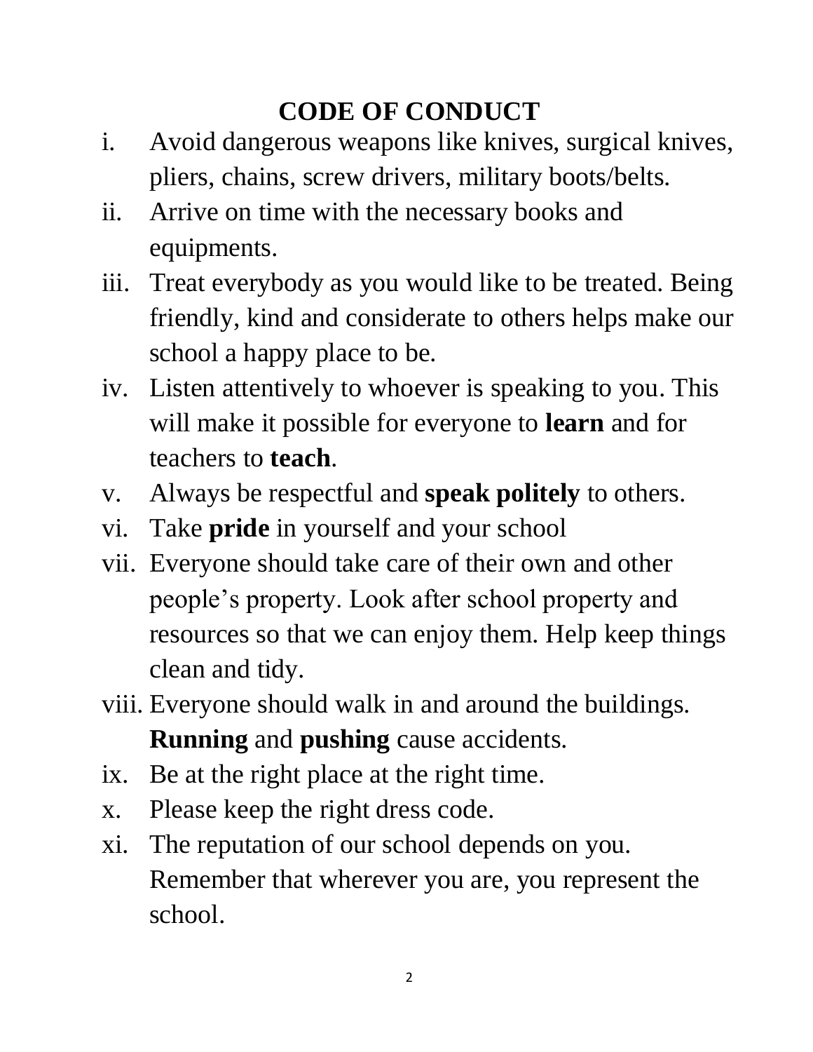# CODE OF CONDUCT

i. Avoid dangerous weapons like knives, surgical knives, pliers, chains, screw drivers, military boots/belts.

ii. Arrive on time with the necessary books and equipments.

iii. Treat everybody as you would like to be treated. Being friendly, kind and considerate to others helps make our school a happy place to be.

iv. Listen attentively to whoever is speaking to you. This will make it possible for everyone to **learn** and for teachers to **teach**.

v. Always be respectful and **speak politely** to others.

vi. Take **pride** in yourself and your school

vii. Everyone should take care of their own and other people's property. Look after school property and resources so that we can enjoy them. Help keep things clean and tidy.

viii. Everyone should walk in and around the buildings. **Running** and **pushing** cause accidents.

ix. Be at the right place at the right time.

x. Please keep the right dress code.

xi. The reputation of our school depends on you. Remember that wherever you are, you represent the school.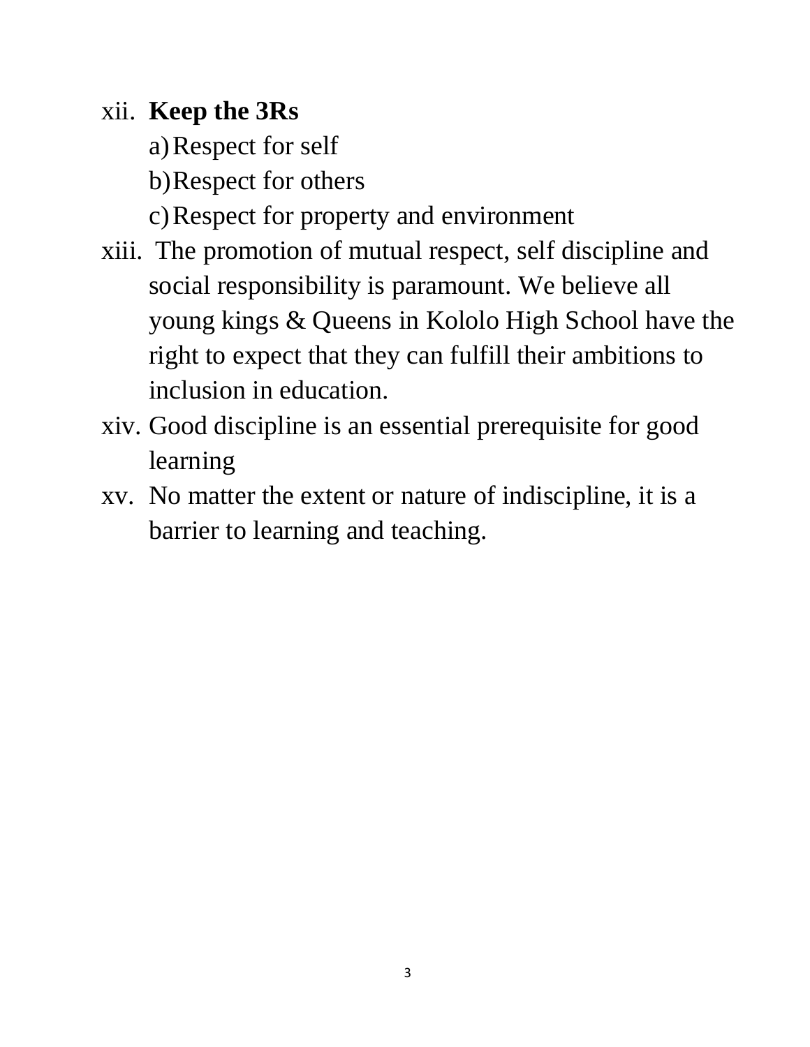xii. **Keep the 3Rs**
    a) Respect for self
    b) Respect for others
    c) Respect for property and environment

xiii. The promotion of mutual respect, self discipline and social responsibility is paramount. We believe all young kings & Queens in Kololo High School have the right to expect that they can fulfill their ambitions to inclusion in education.

xiv. Good discipline is an essential prerequisite for good learning

xv. No matter the extent or nature of indiscipline, it is a barrier to learning and teaching.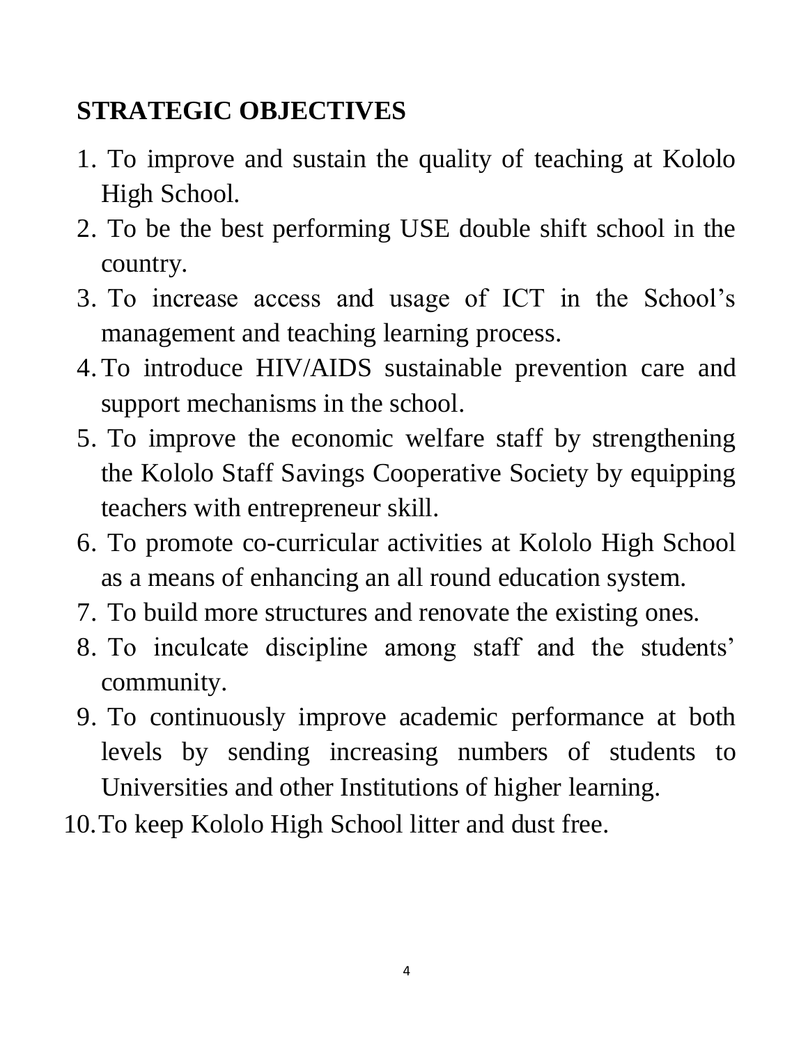## STRATEGIC OBJECTIVES

1. To improve and sustain the quality of teaching at Kololo High School.
2. To be the best performing USE double shift school in the country.
3. To increase access and usage of ICT in the School's management and teaching learning process.
4. To introduce HIV/AIDS sustainable prevention care and support mechanisms in the school.
5. To improve the economic welfare staff by strengthening the Kololo Staff Savings Cooperative Society by equipping teachers with entrepreneur skill.
6. To promote co-curricular activities at Kololo High School as a means of enhancing an all round education system.
7. To build more structures and renovate the existing ones.
8. To inculcate discipline among staff and the students' community.
9. To continuously improve academic performance at both levels by sending increasing numbers of students to Universities and other Institutions of higher learning.
10. To keep Kololo High School litter and dust free.